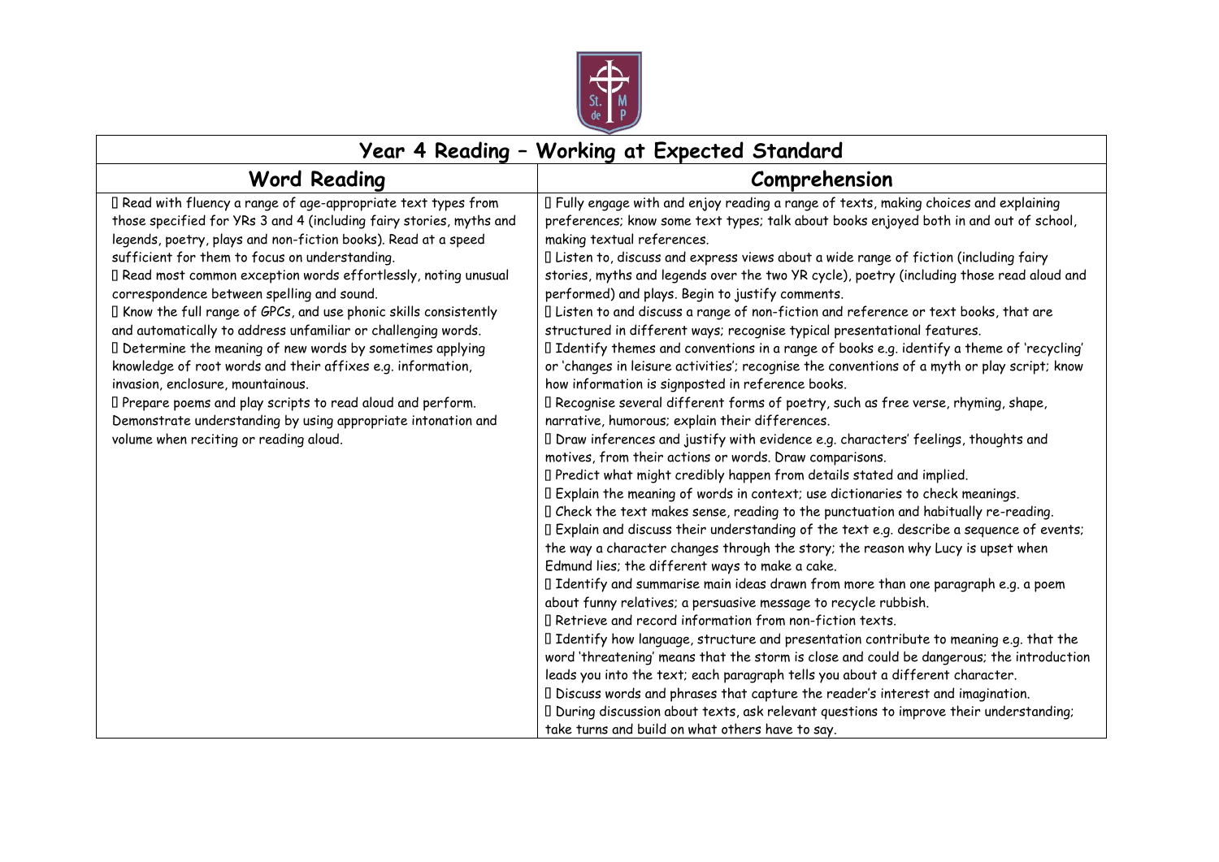# Year 4 Reading – Working at Expected Standard

| Word Reading | Comprehension |
|---|---|
| - Read with fluency a range of age-appropriate text types from those specified for YRs 3 and 4 (including fairy stories, myths and legends, poetry, plays and non-fiction books). Read at a speed sufficient for them to focus on understanding.<br>- Read most common exception words effortlessly, noting unusual correspondence between spelling and sound.<br>- Know the full range of GPCs, and use phonic skills consistently and automatically to address unfamiliar or challenging words.<br>- Determine the meaning of new words by sometimes applying knowledge of root words and their affixes e.g. information, invasion, enclosure, mountainous.<br>- Prepare poems and play scripts to read aloud and perform. Demonstrate understanding by using appropriate intonation and volume when reciting or reading aloud. | - Fully engage with and enjoy reading a range of texts, making choices and explaining preferences; know some text types; talk about books enjoyed both in and out of school, making textual references.<br>- Listen to, discuss and express views about a wide range of fiction (including fairy stories, myths and legends over the two YR cycle), poetry (including those read aloud and performed) and plays. Begin to justify comments.<br>- Listen to and discuss a range of non-fiction and reference or text books, that are structured in different ways; recognise typical presentational features.<br>- Identify themes and conventions in a range of books e.g. identify a theme of 'recycling' or 'changes in leisure activities'; recognise the conventions of a myth or play script; know how information is signposted in reference books.<br>- Recognise several different forms of poetry, such as free verse, rhyming, shape, narrative, humorous; explain their differences.<br>- Draw inferences and justify with evidence e.g. characters' feelings, thoughts and motives, from their actions or words. Draw comparisons.<br>- Predict what might credibly happen from details stated and implied.<br>- Explain the meaning of words in context; use dictionaries to check meanings.<br>- Check the text makes sense, reading to the punctuation and habitually re-reading.<br>- Explain and discuss their understanding of the text e.g. describe a sequence of events; the way a character changes through the story; the reason why Lucy is upset when Edmund lies; the different ways to make a cake.<br>- Identify and summarise main ideas drawn from more than one paragraph e.g. a poem about funny relatives; a persuasive message to recycle rubbish.<br>- Retrieve and record information from non-fiction texts.<br>- Identify how language, structure and presentation contribute to meaning e.g. that the word 'threatening' means that the storm is close and could be dangerous; the introduction leads you into the text; each paragraph tells you about a different character.<br>- Discuss words and phrases that capture the reader's interest and imagination.<br>- During discussion about texts, ask relevant questions to improve their understanding; take turns and build on what others have to say. |